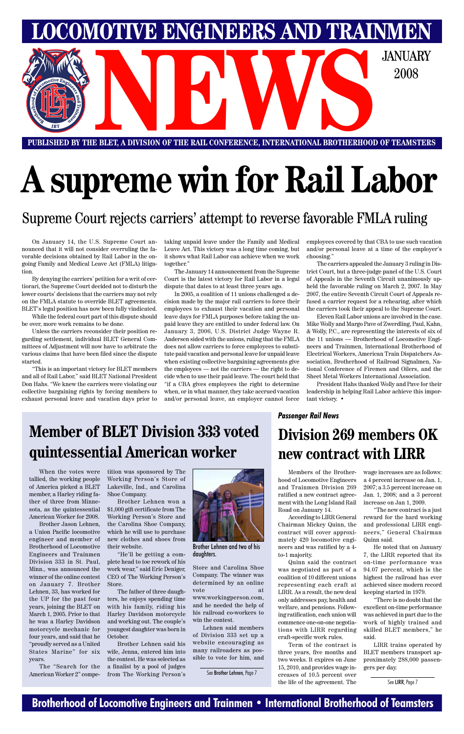# LOCOMOTIVE ENGINEERS AND TRAINMEN NEWS

JANUARY 2008

PUBLISHED BY THE BLET, A DIVISION OF THE RAIL CONFERENCE, INTERNATIONAL BROTHERHOOD OF TEAMSTERS

# A supreme win for Rail Labor

## Supreme Court rejects carriers' attempt to reverse favorable FMLA ruling

On January 14, the U.S. Supreme Court announced that it will not consider overruling the favorable decisions obtained by Rail Labor in the ongoing Family and Medical Leave Act (FMLA) litigation.

By denying the carriers' petition for a writ of certiorari, the Supreme Court decided not to disturb the lower courts' decisions that the carriers may not rely on the FMLA statute to override BLET agreements. BLET's legal position has now been fully vindicated.

While the federal court part of this dispute should be over, more work remains to be done.

Unless the carriers reconsider their position regarding settlement, individual BLET General Committees of Adjustment will now have to arbitrate the various claims that have been filed since the dispute started.

"This is an important victory for BLET members and all of Rail Labor," said BLET National President Don Hahs. "We knew the carriers were violating our collective bargaining rights by forcing members to exhaust personal leave and vacation days prior to taking unpaid leave under the Family and Medical Leave Act. This victory was a long time coming, but it shows what Rail Labor can achieve when we work together."

The January 14 announcement from the Supreme Court is the latest victory for Rail Labor in a legal dispute that dates to at least three years ago.

In 2005, a coalition of 11 unions challenged a decision made by the major rail carriers to force their employees to exhaust their vacation and personal leave days for FMLA purposes before taking the unpaid leave they are entitled to under federal law. On January 3, 2006, U.S. District Judge Wayne R. Andersen sided with the unions, ruling that the FMLA does not allow carriers to force employees to substitute paid vacation and personal leave for unpaid leave when existing collective bargaining agreements give the employees — not the carriers — the right to decide when to use their paid leave. The court held that "if a CBA gives employees the right to determine when, or in what manner, they take accrued vacation and/or personal leave, an employer cannot force employees covered by that CBA to use such vacation and/or personal leave at a time of the employer's choosing."

The carriers appealed the January 3 ruling in District Court, but a three-judge panel of the U.S. Court of Appeals in the Seventh Circuit unanimously upheld the favorable ruling on March 2, 2007. In May 2007, the entire Seventh Circuit Court of Appeals refused a carrier request for a rehearing, after which the carriers took their appeal to the Supreme Court.

Eleven Rail Labor unions are involved in the case. Mike Wolly and Margo Pave of Zwerdling, Paul, Kahn, & Wolly, P.C., are representing the interests of six of the 11 unions — Brotherhood of Locomotive Engineers and Trainmen, International Brotherhood of Electrical Workers, American Train Dispatchers Association, Brotherhood of Railroad Signalmen, National Conference of Firemen and Oilers, and the Sheet Metal Workers International Association.

President Hahs thanked Wolly and Pave for their leadership in helping Rail Labor achieve this important victory. •

## Member of BLET Division 333 voted quintessential American worker

When the votes were tallied, the working people of America picked a BLET member, a Harley riding father of three from Minnesota, as the quintessential American Worker for 2008.

Brother Jason Lehnen, a Union Pacific locomotive engineer and member of Brotherhood of Locomotive Engineers and Trainmen Division 333 in St. Paul, Minn., was announced the winner of the online contest on January 7. Brother Lehnen, 33, has worked for the UP for the past four years, joining the BLET on March 1, 2005. Prior to that he was a Harley Davidson motorcycle mechanic for four years, and said that he "proudly served as a United States Marine" for six years.

The "Search for the American Worker 2" competition was sponsored by The Working Person's Store of Lakeville, Ind., and Carolina Shoe Company.

Brother Lehnen won a $1,000 gift certificate from The Working Person's Store and the Carolina Shoe Company, which he will use to purchase new clothes and shoes from their website.

"He'll be getting a complete head to toe rework of his work wear," said Eric Deniger, CEO of The Working Person's Store.

The father of three daughters, he enjoys spending time with his family, riding his Harley Davidson motorcycle and working out. The couple's youngest daughter was born in October.

Brother Lehnen said his wife, Jenna, entered him into the contest. He was selected as a finalist by a pool of judges from The Working Person's Store and Carolina Shoe Company. The winner was determined by an online vote at www.workingperson.com, and he needed the help of his railroad co-workers to win the contest.

Brother Lehnen and two of his daughters.

Lehnen said members of Division 333 set up a website encouraging as many railroaders as possible to vote for him, and

See Brother Lehnen, Page 7

*Passenger Rail News*

## Division 269 members OK new contract with LIRR

Members of the Brotherhood of Locomotive Engineers and Trainmen Division 269 ratified a new contract agreement with the Long Island Rail Road on January 14.

According to LIRR General Chairman Mickey Quinn, the contract will cover approximately 420 locomotive engineers and was ratified by a 4-to-1 majority.

Quinn said the contract was negotiated as part of a coalition of 10 different unions representing each craft at LIRR. As a result, the new deal only addresses pay, health and welfare, and pensions. Following ratification, each union will commence one-on-one negotiations with LIRR regarding craft-specific work rules.

Term of the contract is three years, five months and two weeks. It expires on June 15, 2010, and provides wage increases of 10.5 percent over the life of the agreement. The wage increases are as follows: a 4 percent increase on Jan. 1, 2007; a 3.5 percent increase on Jan. 1, 2008; and a 3 percent increase on Jan 1, 2009.

"The new contract is a just reward for the hard working and professional LIRR engineers," General Chairman Quinn said.

He noted that on January 7, the LIRR reported that its on-time performance was 94.07 percent, which is the highest the railroad has ever achieved since modern record keeping started in 1979.

"There is no doubt that the excellent on-time performance was achieved in part due to the work of highly trained and skilled BLET members," he said.

LIRR trains operated by BLET members transport approximately 288,000 passengers per day.

See LIRR, Page 7

Brotherhood of Locomotive Engineers and Trainmen • International Brotherhood of Teamsters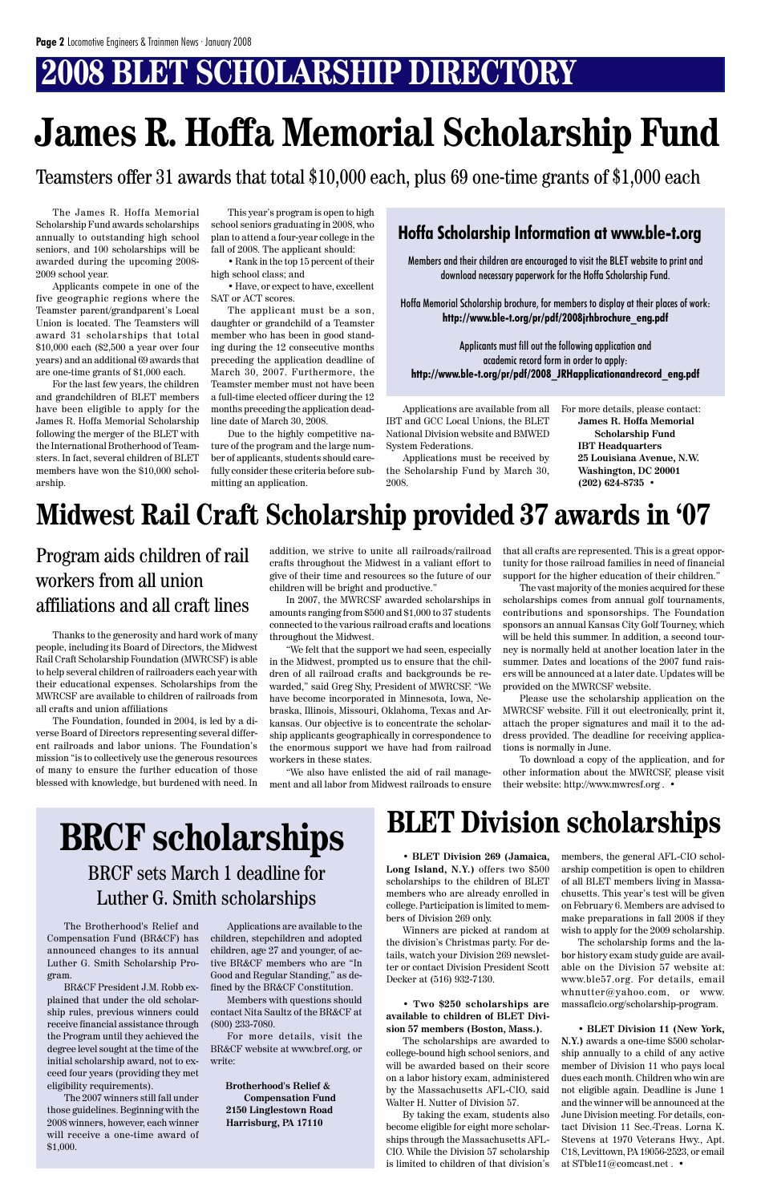# 2008 BLET SCHOLARSHIP DIRECTORY

# James R. Hoffa Memorial Scholarship Fund

## Teamsters offer 31 awards that total $10,000 each, plus 69 one-time grants of $1,000 each

The James R. Hoffa Memorial Scholarship Fund awards scholarships annually to outstanding high school seniors, and 100 scholarships will be awarded during the upcoming 2008-2009 school year.

Applicants compete in one of the five geographic regions where the Teamster parent/grandparent's Local Union is located. The Teamsters will award 31 scholarships that total $10,000 each ($2,500 a year over four years) and an additional 69 awards that are one-time grants of $1,000 each.

For the last few years, the children and grandchildren of BLET members have been eligible to apply for the James R. Hoffa Memorial Scholarship following the merger of the BLET with the International Brotherhood of Teamsters. In fact, several children of BLET members have won the $10,000 scholarship.

This year's program is open to high school seniors graduating in 2008, who plan to attend a four-year college in the fall of 2008. The applicant should:

- Rank in the top 15 percent of their high school class; and
- Have, or expect to have, excellent SAT or ACT scores.

The applicant must be a son, daughter or grandchild of a Teamster member who has been in good standing during the 12 consecutive months preceding the application deadline of March 30, 2007. Furthermore, the Teamster member must not have been a full-time elected officer during the 12 months preceding the application deadline date of March 30, 2008.

Due to the highly competitive nature of the program and the large number of applicants, students should carefully consider these criteria before submitting an application.

### Hoffa Scholarship Information at www.ble-t.org

Members and their children are encouraged to visit the BLET website to print and download necessary paperwork for the Hoffa Scholarship Fund.

Hoffa Memorial Scholarship brochure, for members to display at their places of work:
**http://www.ble-t.org/pr/pdf/2008jrhbrochure_eng.pdf**

Applicants must fill out the following application and academic record form in order to apply:
**http://www.ble-t.org/pr/pdf/2008_JRHapplicationandrecord_eng.pdf**

Applications are available from all IBT and GCC Local Unions, the BLET National Division website and BMWED System Federations.

Applications must be received by the Scholarship Fund by March 30, 2008.

For more details, please contact:
**James R. Hoffa Memorial Scholarship Fund**
**IBT Headquarters**
**25 Louisiana Avenue, N.W.**
**Washington, DC 20001**
**(202) 624-8735** •

# Midwest Rail Craft Scholarship provided 37 awards in '07

## Program aids children of rail workers from all union affiliations and all craft lines

Thanks to the generosity and hard work of many people, including its Board of Directors, the Midwest Rail Craft Scholarship Foundation (MWRCSF) is able to help several children of railroaders each year with their educational expenses. Scholarships from the MWRCSF are available to children of railroads from all crafts and union affiliations

The Foundation, founded in 2004, is led by a diverse Board of Directors representing several different railroads and labor unions. The Foundation's mission "is to collectively use the generous resources of many to ensure the further education of those blessed with knowledge, but burdened with need. In addition, we strive to unite all railroads/railroad crafts throughout the Midwest in a valiant effort to give of their time and resources so the future of our children will be bright and productive."

In 2007, the MWRCSF awarded scholarships in amounts ranging from $500 and $1,000 to 37 students connected to the various railroad crafts and locations throughout the Midwest.

"We felt that the support we had seen, especially in the Midwest, prompted us to ensure that the children of all railroad crafts and backgrounds be rewarded," said Greg Shy, President of MWRCSF. "We have become incorporated in Minnesota, Iowa, Nebraska, Illinois, Missouri, Oklahoma, Texas and Arkansas. Our objective is to concentrate the scholarship applicants geographically in correspondence to the enormous support we have had from railroad workers in these states.

"We also have enlisted the aid of rail management and all labor from Midwest railroads to ensure that all crafts are represented. This is a great opportunity for those railroad families in need of financial support for the higher education of their children."

The vast majority of the monies acquired for these scholarships comes from annual golf tournaments, contributions and sponsorships. The Foundation sponsors an annual Kansas City Golf Tourney, which will be held this summer. In addition, a second tourney is normally held at another location later in the summer. Dates and locations of the 2007 fund raisers will be announced at a later date. Updates will be provided on the MWRCSF website.

Please use the scholarship application on the MWRCSF website. Fill it out electronically, print it, attach the proper signatures and mail it to the address provided. The deadline for receiving applications is normally in June.

To download a copy of the application, and for other information about the MWRCSF, please visit their website: http://www.mwrcsf.org . •

# BRCF scholarships

## BRCF sets March 1 deadline for Luther G. Smith scholarships

The Brotherhood's Relief and Compensation Fund (BR&CF) has announced changes to its annual Luther G. Smith Scholarship Program.

BR&CF President J.M. Robb explained that under the old scholarship rules, previous winners could receive financial assistance through the Program until they achieved the degree level sought at the time of the initial scholarship award, not to exceed four years (providing they met eligibility requirements).

The 2007 winners still fall under those guidelines. Beginning with the 2008 winners, however, each winner will receive a one-time award of $1,000.

Applications are available to the children, stepchildren and adopted children, age 27 and younger, of active BR&CF members who are "In Good and Regular Standing," as defined by the BR&CF Constitution.

Members with questions should contact Nita Saultz of the BR&CF at (800) 233-7080.

For more details, visit the BR&CF website at www.brcf.org, or write:

**Brotherhood's Relief & Compensation Fund**
**2150 Linglestown Road**
**Harrisburg, PA 17110**

# BLET Division scholarships

• **BLET Division 269 (Jamaica, Long Island, N.Y.)** offers two $500 scholarships to the children of BLET members who are already enrolled in college. Participation is limited to members of Division 269 only.

Winners are picked at random at the division's Christmas party. For details, watch your Division 269 newsletter or contact Division President Scott Decker at (516) 932-7130.

• **Two $250 scholarships are available to children of BLET Division 57 members (Boston, Mass.).**

The scholarships are awarded to college-bound high school seniors, and will be awarded based on their score on a labor history exam, administered by the Massachusetts AFL-CIO, said Walter H. Nutter of Division 57.

By taking the exam, students also become eligible for eight more scholarships through the Massachusetts AFL-CIO. While the Division 57 scholarship is limited to children of that division's members, the general AFL-CIO scholarship competition is open to children of all BLET members living in Massachusetts. This year's test will be given on February 6. Members are advised to make preparations in fall 2008 if they wish to apply for the 2009 scholarship.

The scholarship forms and the labor history exam study guide are available on the Division 57 website at: www.ble57.org. For details, email whnutter@yahoo.com, or www.massaflcio.org/scholarship-program.

• **BLET Division 11 (New York, N.Y.)** awards a one-time $500 scholarship annually to a child of any active member of Division 11 who pays local dues each month. Children who win are not eligible again. Deadline is June 1 and the winner will be announced at the June Division meeting. For details, contact Division 11 Sec.-Treas. Lorna K. Stevens at 1970 Veterans Hwy., Apt. C18, Levittown, PA 19056-2523, or email at STble11@comcast.net . •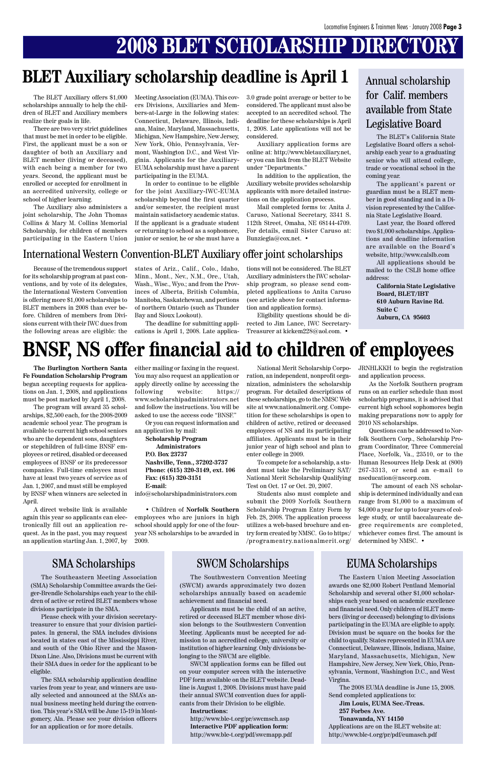# 2008 BLET SCHOLARSHIP DIRECTORY

## BLET Auxiliary scholarship deadline is April 1

The BLET Auxiliary offers $1,000 scholarships annually to help the children of BLET and Auxiliary members realize their goals in life.

There are two very strict guidelines that must be met in order to be eligible. First, the applicant must be a son or daughter of both an Auxiliary and BLET member (living or deceased), with each being a member for two years. Second, the applicant must be enrolled or accepted for enrollment in an accredited university, college or school of higher learning.

The Auxiliary also administers a joint scholarship, The John Thomas Collins & Mary M. Collins Memorial Scholarship, for children of members participating in the Eastern Union Meeting Association (EUMA). This covers Divisions, Auxiliaries and Members-at-Large in the following states: Connecticut, Delaware, Illinois, Indiana, Maine, Maryland, Massachusetts, Michigan, New Hampshire, New Jersey, New York, Ohio, Pennsylvania, Vermont, Washington D.C., and West Virginia. Applicants for the Auxiliary-EUMA scholarship must have a parent participating in the EUMA.

In order to continue to be eligible for the joint Auxiliary-IWC-EUMA scholarship beyond the first quarter and/or semester, the recipient must maintain satisfactory academic status. If the applicant is a graduate student or returning to school as a sophomore, junior or senior, he or she must have a 3.0 grade point average or better to be considered. The applicant must also be accepted to an accredited school. The deadline for these scholarships is April 1, 2008. Late applications will not be considered.

Auxiliary application forms are online at: http://www.bletauxiliary.net, or you can link from the BLET Website under "Departments."

In addition to the application, the Auxiliary website provides scholarship applicants with more detailed instructions on the application process.

Mail completed forms to: Anita J. Caruso, National Secretary, 3341 S. 112th Street, Omaha, NE 68144-4709. For details, email Sister Caruso at: Bunziegia@cox.net. •

## International Western Convention-BLET Auxiliary offer joint scholarships

Because of the tremendous support for its scholarship program at past conventions, and by vote of its delegates, the International Western Convention is offering more $1,000 scholarships to BLET members in 2008 than ever before. Children of members from Divisions current with their IWC dues from the following areas are eligible: the states of Ariz., Calif., Colo., Idaho, Minn., Mont., Nev., N.M., Ore., Utah, Wash., Wisc., Wyo.; and from the Provinces of Alberta, British Columbia, Manitoba, Saskatchewan, and portions of northern Ontario (such as Thunder Bay and Sioux Lookout).

The deadline for submitting applications is April 1, 2008. Late applications will not be considered. The BLET Auxiliary administers the IWC scholarship program, so please send completed applications to Anita Caruso (see article above for contact information and application forms).

Eligibility questions should be directed to Jim Lance, IWC Secretary-Treasurer at kickem228@aol.com. •

## Annual scholarship for Calif. members available from State Legislative Board

The BLET's California State Legislative Board offers a scholarship each year to a graduating senior who will attend college, trade or vocational school in the coming year.

The applicant's parent or guardian must be a BLET member in good standing and in a Division represented by the California State Legislative Board.

Last year, the Board offered two $1,000 scholarships. Applications and deadline information are available on the Board's website, http://www.calslb.com

All applications should be mailed to the CSLB home office address:

**California State Legislative Board, BLET/IBT**
**610 Auburn Ravine Rd.**
**Suite C**
**Auburn, CA 95603**

# BNSF, NS offer financial aid to children of employees

**The Burlington Northern Santa Fe Foundation Scholarship Program** began accepting requests for applications on Jan. 1, 2008, and applications must be post marked by April 1, 2008.

The program will award 35 scholarships, $2,500 each, for the 2008-2009 academic school year. The program is available to current high school seniors who are the dependent sons, daughters or stepchildren of full-time BNSF employees or retired, disabled or deceased employees of BNSF or its predecessor companies. Full-time emloyees must have at least two years of service as of Jan. 1, 2007, and must still be employed by BNSF when winners are selected in April.

A direct website link is available again this year so applicants can electronically fill out an application request. As in the past, you may request an application starting Jan. 1, 2007, by either mailing or faxing in the request. You may also request an application or apply directly online by accessing the following website: https://www.scholarshipadministrators.net and follow the instructions. You will be asked to use the access code "BNSF."

Or you can request information and an application by mail:

**Scholarship Program Administrators**
**P.O. Box 23737**
**Nashville, Tenn., 37202-3737**
**Phone: (615) 320-3149, ext. 106**
**Fax: (615) 320-3151**
**E-mail:**
info@scholarshipadministrators.com

• Children of **Norfolk Southern** employees who are juniors in high school should apply for one of the four-year NS scholarships to be awarded in 2009.

National Merit Scholarship Corporation, an independent, nonprofit organization, administers the scholarship program. For detailed descriptions of these scholarships, go to the NMSC Web site at www.nationalmerit.org. Competition for these scholarships is open to children of active, retired or deceased employees of NS and its participating affiliates. Applicants must be in their junior year of high school and plan to enter college in 2009.

To compete for a scholarship, a student must take the Preliminary SAT/ National Merit Scholarship Qualifying Test on Oct. 17 or Oct. 20, 2007.

Students also must complete and submit the 2009 Norfolk Southern Scholarship Program Entry Form by Feb. 28, 2008. The application process utilizes a web-based brochure and entry form created by NMSC. Go to https://programentry.nationalmerit.org/JRNHLKKH to begin the registration and application process.

As the Norfolk Southern program runs on an earlier schedule than most scholarship programs, it is advised that current high school sophomores begin making preparations now to apply for 2010 NS scholarships.

Questions can be addressed to Norfolk Southern Corp., Scholarship Program Coordinator, Three Commercial Place, Norfolk, Va., 23510, or to the Human Resources Help Desk at (800) 267-3313, or send an e-mail to nseducation@nscorp.com.

The amount of each NS scholarship is determined individually and can range from $1,000 to a maximum of $4,000 a year for up to four years of college study, or until baccalaureate degree requirements are completed, whichever comes first. The amount is determined by NMSC. •

## SMA Scholarships

The Southeastern Meeting Association (SMA) Scholarship Committee awards the Geiger-Brendle Scholarships each year to the children of active or retired BLET members whose divisions participate in the SMA.

Please check with your division secretary-treasurer to ensure that your division participates. In general, the SMA includes divisions located in states east of the Mississippi River, and south of the Ohio River and the Mason-Dixon Line. Also, Divisions must be current with their SMA dues in order for the applicant to be eligible.

The SMA scholarship application deadline varies from year to year, and winners are usually selected and announced at the SMA's annual business meeting held during the convention. This year's SMA will be June 15-19 in Montgomery, Ala. Please see your division officers for an application or for more details.

## SWCM Scholarships

The Southwestern Convention Meeting (SWCM) awards approximately two dozen scholarships annually based on academic achievement and financial need.

Applicants must be the child of an active, retired or deceased BLET member whose division belongs to the Southwestern Convention Meeting. Applicants must be accepted for admission to an accredited college, university or institution of higher learning. Only divisions belonging to the SWCM are eligible.

SWCM application forms can be filled out on your computer screen with the interactive PDF form available on the BLET website. Deadline is August 1, 2008. Divisions must have paid their annual SWCM convention dues for applicants from their Division to be eligible.

**Instructions:**
http://www.ble-t.org/pr/swcmsch.asp
**Interactive PDF application form:**
http://www.ble-t.org/pdf/swcmapp.pdf

## EUMA Scholarships

The Eastern Union Meeting Association awards one $2,000 Robert Pentland Memorial Scholarship and several other $1,000 scholarships each year based on academic excellence and financial need. Only children of BLET members (living or deceased) belonging to divisions participating in the EUMA are eligible to apply. Division must be square on the books for the child to qualify. States represented in EUMA are Connecticut, Delaware, Illinois, Indiana, Maine, Maryland, Massachusetts, Michigan, New Hampshire, New Jersey, New York, Ohio, Pennsylvania, Vermont, Washington D.C., and West Virgina.

The 2008 EUMA deadline is June 15, 2008. Send completed applications to:

**Jim Louis, EUMA Sec.-Treas.**
**257 Forbes Ave.**
**Tonawanda, NY 14150**

Applications are on the BLET website at: http://www.ble-t.org/pr/pdf/eumasch.pdf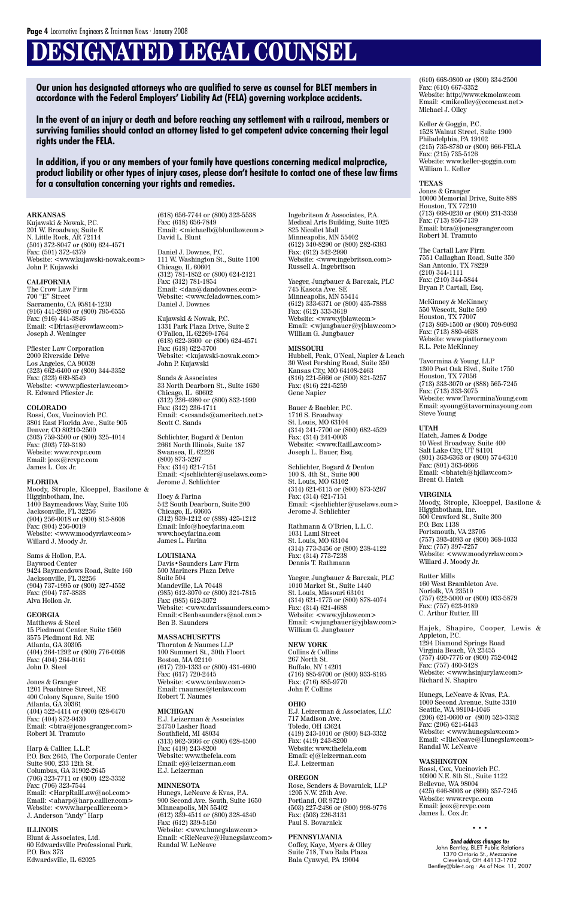# DESIGNATED LEGAL COUNSEL

**Our union has designated attorneys who are qualified to serve as counsel for BLET members in accordance with the Federal Employers' Liability Act (FELA) governing workplace accidents.**

**In the event of an injury or death and before reaching any settlement with a railroad, members or surviving families should contact an attorney listed to get competent advice concerning their legal rights under the FELA.**

**In addition, if you or any members of your family have questions concerning medical malpractice, product liability or other types of injury cases, please don't hesitate to contact one of these law firms for a consultation concerning your rights and remedies.**

### ARKANSAS

Kujawski & Nowak, P.C.
201 W. Broadway, Suite E
N. Little Rock, AR 72114
(501) 372-8047 or (800) 624-4571
Fax: (501) 372-4379
Website: <www.kujawski-nowak.com>
John P. Kujawski

### CALIFORNIA

The Crow Law Firm
700 "E" Street
Sacramento, CA 95814-1230
(916) 441-2980 or (800) 795-6555
Fax: (916) 441-3846
Email: <Dfrias@crowlaw.com>
Joseph J. Weninger

Pfiester Law Corporation
2000 Riverside Drive
Los Angeles, CA 90039
(323) 662-6400 or (800) 344-3352
Fax: (323) 669-8549
Website: <www.pfiesterlaw.com>
R. Edward Pfiester Jr.

### COLORADO

Rossi, Cox, Vucinovich P.C.
3801 East Florida Ave., Suite 905
Denver, CO 80210-2500
(303) 759-3500 or (800) 325-4014
Fax: (303) 759-3180
Website: www.rcvpc.com
Email: jcox@rcvpc.com
James L. Cox Jr.

### FLORIDA

Moody, Strople, Kloeppel, Basilone & Higginbotham, Inc.
1400 Baymeadows Way, Suite 105
Jacksonville, FL 32256
(904) 256-0018 or (800) 813-8608
Fax: (904) 256-0019
Website: <www.moodyrrlaw.com>
Willard J. Moody Jr.

Sams & Hollon, P.A.
Baywood Center
9424 Baymeadows Road, Suite 160
Jacksonville, FL 32256
(904) 737-1995 or (800) 327-4552
Fax: (904) 737-3838
Alva Hollon Jr.

### GEORGIA

Matthews & Steel
15 Piedmont Center, Suite 1560
3575 Piedmont Rd. NE
Atlanta, GA 30305
(404) 264-1292 or (800) 776-0098
Fax: (404) 264-0161
John D. Steel

Jones & Granger
1201 Peachtree Street, NE
400 Colony Square, Suite 1900
Atlanta, GA 30361
(404) 522-4414 or (800) 628-6470
Fax: (404) 872-9430
Email: <btra@jonesgranger.com>
Robert M. Tramuto

Harp & Callier, L.L.P.
P.O. Box 2645, The Corporate Center
Suite 900, 233 12th St.
Columbus, GA 31902-2645
(706) 323-7711 or (800) 422-3352
Fax: (706) 323-7544
Email: <HarpRailLaw@aol.com>
Email: <aharp@harp.callier.com>
Website: <www.harpcallier.com>
J. Anderson "Andy" Harp

### ILLINOIS

Blunt & Associates, Ltd.
60 Edwardsville Professional Park,
P.O. Box 373
Edwardsville, IL 62025
(618) 656-7744 or (800) 323-5538
Fax: (618) 656-7849
Email: <michaelb@bluntlaw.com>
David L. Blunt

Daniel J. Downes, P.C.
111 W. Washington St., Suite 1100
Chicago, IL 60601
(312) 781-1852 or (800) 624-2121
Fax: (312) 781-1854
Email: <dan@dandownes.com>
Website: <www.feladownes.com>
Daniel J. Downes

Kujawski & Nowak, P.C.
1331 Park Plaza Drive, Suite 2
O'Fallon, IL 62269-1764
(618) 622-3600 or (800) 624-4571
Fax: (618) 622-3700
Website: <kujawski-nowak.com>
John P. Kujawski

Sands & Associates
33 North Dearborn St., Suite 1630
Chicago, IL 60602
(312) 236-4980 or (800) 832-1999
Fax: (312) 236-1711
Email: <scsands@ameritech.net>
Scott C. Sands

Schlichter, Bogard & Denton
2661 North Illinois, Suite 187
Swansea, IL 62226
(800) 873-5297
Fax: (314) 621-7151
Email: <jschlichter@uselaws.com>
Jerome J. Schlichter

Hoey & Farina
542 South Dearborn, Suite 200
Chicago, IL 60605
(312) 939-1212 or (888) 425-1212
Email: Info@hoeyfarina.com
www.hoeyfarina.com
James L. Farina

### LOUISIANA

Davis•Saunders Law Firm
500 Mariners Plaza Drive
Suite 504
Mandeville, LA 70448
(985) 612-3070 or (800) 321-7815
Fax: (985) 612-3072
Website: <www.davissaunders.com>
Email:<Benbsaunders@aol.com>
Ben B. Saunders

### MASSACHUSETTS

Thornton & Naumes LLP
100 Summert St., 30th Floort
Boston, MA 02110
(617) 720-1333 or (800) 431-4600
Fax: (617) 720-2445
Website: <www.tenlaw.com>
Email: rnaumes@tenlaw.com
Robert T. Naumes

### MICHIGAN

E.J. Leizerman & Associates
24750 Lasher Road
Southfield, MI 48034
(313) 962-3666 or (800) 628-4500
Fax: (419) 243-8200
Website: www.thefela.com
Email: ej@leizerman.com
E.J. Leizerman

### MINNESOTA

Hunegs, LeNeave & Kvas, P.A.
900 Second Ave. South, Suite 1650
Minneapolis, MN 55402
(612) 339-4511 or (800) 328-4340
Fax: (612) 339-5150
Website: <www.hunegslaw.com>
Email: <RleNeave@Hunegslaw.com>
Randal W. LeNeave

Ingebritson & Associates, P.A.
Medical Arts Building, Suite 1025
825 Nicollet Mall
Minneapolis, MN 55402
(612) 340-8290 or (800) 282-6393
Fax: (612) 342-2990
Website: <www.ingebritson.com>
Russell A. Ingebritson

Yaeger, Jungbauer & Barczak, PLC
745 Kasota Ave. SE
Minneapolis, MN 55414
(612) 333-6371 or (800) 435-7888
Fax: (612) 333-3619
Website: <www.yjblaw.com>
Email: <wjungbauer@yjblaw.com>
William G. Jungbauer

### MISSOURI

Hubbell, Peak, O'Neal, Napier & Leach
30 West Pershing Road, Suite 350
Kansas City, MO 64108-2463
(816) 221-5666 or (800) 821-5257
Fax: (816) 221-5259
Gene Napier

Bauer & Baebler, P.C.
1716 S. Broadway
St. Louis, MO 63104
(314) 241-7700 or (800) 682-4529
Fax: (314) 241-0003
Website: <www.RailLaw.com>
Joseph L. Bauer, Esq.

Schlichter, Bogard & Denton
100 S. 4th St., Suite 900
St. Louis, MO 63102
(314) 621-6115 or (800) 873-5297
Fax: (314) 621-7151
Email: <jschlichter@uselaws.com>
Jerome J. Schlichter

Rathmann & O'Brien, L.L.C.
1031 Lami Street
St. Louis, MO 63104
(314) 773-3456 or (800) 238-4122
Fax: (314) 773-7238
Dennis T. Rathmann

Yaeger, Jungbauer & Barczak, PLC
1010 Market St., Suite 1440
St. Louis, Missouri 63101
(314) 621-1775 or (800) 878-4074
Fax: (314) 621-4688
Website: <www.yjblaw.com>
Email: <wjungbauer@yjblaw.com>
William G. Jungbauer

### NEW YORK

Collins & Collins
267 North St.
Buffalo, NY 14201
(716) 885-9700 or (800) 933-8195
Fax: (716) 885-9770
John F. Collins

### OHIO

E.J. Leizerman & Associates, LLC
717 Madison Ave.
Toledo, OH 43624
(419) 243-1010 or (800) 843-3352
Fax: (419) 243-8200
Website: www.thefela.com
Email: ej@leizerman.com
E.J. Leizerman

### OREGON

Rose, Senders & Bovarnick, LLP
1205 N.W. 25th Ave.
Portland, OR 97210
(503) 227-2486 or (800) 998-9776
Fax: (503) 226-3131
Paul S. Bovarnick

### PENNSYLVANIA

Coffey, Kaye, Myers & Olley
Suite 718, Two Bala Plaza
Bala Cynwyd, PA 19004
(610) 668-9800 or (800) 334-2500
Fax: (610) 667-3352
Website: http://www.ckmolaw.com
Email: <mikeolley@comcast.net>
Michael J. Olley

Keller & Goggin, P.C.
1528 Walnut Street, Suite 1900
Philadelphia, PA 19102
(215) 735-8780 or (800) 666-FELA
Fax: (215) 735-5126
Website: www.keller-goggin.com
William L. Keller

### TEXAS

Jones & Granger
10000 Memorial Drive, Suite 888
Houston, TX 77210
(713) 668-0230 or (800) 231-3359
Fax: (713) 956-7139
Email: btra@jonesgranger.com
Robert M. Tramuto

The Cartall Law Firm
7551 Callaghan Road, Suite 350
San Antonio, TX 78229
(210) 344-1111
Fax: (210) 344-5844
Bryan P. Cartall, Esq.

McKinney & McKinney
550 Wescott, Suite 590
Houston, TX 77007
(713) 869-1500 or (800) 709-9093
Fax: (713) 880-4638
Website: www.piattorney.com
R.L. Pete McKinney

Tavormina & Young, LLP
1300 Post Oak Blvd., Suite 1750
Houston, TX 77056
(713) 333-3070 or (888) 565-7245
Fax: (713) 333-3075
Website: www.TavorminaYoung.com
Email: syoung@tavorminayoung.com
Steve Young

### UTAH

Hatch, James & Dodge
10 West Broadway, Suite 400
Salt Lake City, UT 84101
(801) 363-6363 or (800) 574-6310
Fax: (801) 363-6666
Email: <bhatch@hjdlaw.com>
Brent O. Hatch

### VIRGINIA

Moody, Strople, Kloeppel, Basilone & Higginbotham, Inc.
500 Crawford St., Suite 300
P.O. Box 1138
Portsmouth, VA 23705
(757) 393-4093 or (800) 368-1033
Fax: (757) 397-7257
Website: <www.moodyrrlaw.com>
Willard J. Moody Jr.

Rutter Mills
160 West Brambleton Ave.
Norfolk, VA 23510
(757) 622-5000 or (800) 933-5879
Fax: (757) 623-9189
C. Arthur Rutter, III

Hajek, Shapiro, Cooper, Lewis & Appleton, P.C.
1294 Diamond Springs Road
Virginia Beach, VA 23455
(757) 460-7776 or (800) 752-0042
Fax: (757) 460-3428
Website: <www.hsinjurylaw.com>
Richard N. Shapiro

Hunegs, LeNeave & Kvas, P.A.
1000 Second Avenue, Suite 3310
Seattle, WA 98104-1046
(206) 621-0600 or (800) 525-3352
Fax: (206) 621-6443
Website: <www.hunegslaw.com>
Email: <RleNeave@Hunegslaw.com>
Randal W. LeNeave

### WASHINGTON

Rossi, Cox, Vucinovich P.C.
10900 N.E. 8th St., Suite 1122
Bellevue, WA 98004
(425) 646-8003 or (866) 357-7245
Website: www.rcvpc.com
Email: jcox@rcvpc.com
James L. Cox Jr.

• • •

***Send address changes to:***
John Bentley, BLET Public Relations
1370 Ontario St., Mezzanine
Cleveland, OH 44113-1702
Bentley@ble-t.org · As of Nov. 11, 2007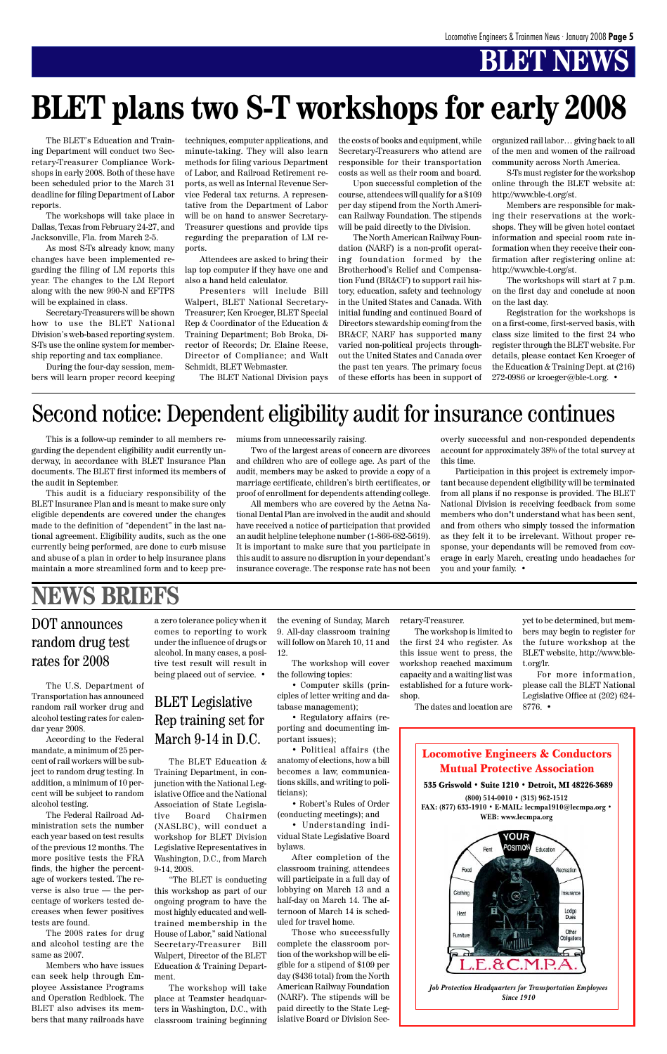# BLET NEWS

# BLET plans two S-T workshops for early 2008

The BLET's Education and Training Department will conduct two Secretary-Treasurer Compliance Workshops in early 2008. Both of these have been scheduled prior to the March 31 deadline for filing Department of Labor reports.

The workshops will take place in Dallas, Texas from February 24-27, and Jacksonville, Fla. from March 2-5.

As most S-Ts already know, many changes have been implemented regarding the filing of LM reports this year. The changes to the LM Report along with the new 990-N and EFTPS will be explained in class.

Secretary-Treasurers will be shown how to use the BLET National Division's web-based reporting system. S-Ts use the online system for membership reporting and tax compliance.

During the four-day session, members will learn proper record keeping techniques, computer applications, and minute-taking. They will also learn methods for filing various Department of Labor, and Railroad Retirement reports, as well as Internal Revenue Service Federal tax returns. A representative from the Department of Labor will be on hand to answer Secretary-Treasurer questions and provide tips regarding the preparation of LM reports.

Attendees are asked to bring their lap top computer if they have one and also a hand held calculator.

Presenters will include Bill Walpert, BLET National Secretary-Treasurer; Ken Kroeger, BLET Special Rep & Coordinator of the Education & Training Department; Bob Broka, Director of Records; Dr. Elaine Reese, Director of Compliance; and Walt Schmidt, BLET Webmaster.

The BLET National Division pays the costs of books and equipment, while Secretary-Treasurers who attend are responsible for their transportation costs as well as their room and board.

Upon successful completion of the course, attendees will qualify for a $109 per day stipend from the North American Railway Foundation. The stipends will be paid directly to the Division.

The North American Railway Foundation (NARF) is a non-profit operating foundation formed by the Brotherhood's Relief and Compensation Fund (BR&CF) to support rail history, education, safety and technology in the United States and Canada. With initial funding and continued Board of Directors stewardship coming from the BR&CF, NARF has supported many varied non-political projects throughout the United States and Canada over the past ten years. The primary focus of these efforts has been in support of organized rail labor… giving back to all of the men and women of the railroad community across North America.

S-Ts must register for the workshop online through the BLET website at: http://www.ble-t.org/st.

Members are responsible for making their reservations at the workshops. They will be given hotel contact information and special room rate information when they receive their confirmation after registering online at: http://www.ble-t.org/st.

The workshops will start at 7 p.m. on the first day and conclude at noon on the last day.

Registration for the workshops is on a first-come, first-served basis, with class size limited to the first 24 who register through the BLET website. For details, please contact Ken Kroeger of the Education & Training Dept. at (216) 272-0986 or kroeger@ble-t.org. •

# Second notice: Dependent eligibility audit for insurance continues

This is a follow-up reminder to all members regarding the dependent eligibility audit currently underway, in accordance with BLET Insurance Plan documents. The BLET first informed its members of the audit in September.

This audit is a fiduciary responsibility of the BLET Insurance Plan and is meant to make sure only eligible dependents are covered under the changes made to the definition of "dependent" in the last national agreement. Eligibility audits, such as the one currently being performed, are done to curb misuse and abuse of a plan in order to help insurance plans maintain a more streamlined form and to keep premiums from unnecessarily raising.

Two of the largest areas of concern are divorces and children who are of college age. As part of the audit, members may be asked to provide a copy of a marriage certificate, children's birth certificates, or proof of enrollment for dependents attending college.

All members who are covered by the Aetna National Dental Plan are involved in the audit and should have received a notice of participation that provided an audit helpline telephone number (1-866-682-5619). It is important to make sure that you participate in this audit to assure no disruption in your dependant's insurance coverage. The response rate has not been overly successful and non-responded dependents account for approximately 38% of the total survey at this time.

Participation in this project is extremely important because dependent eligibility will be terminated from all plans if no response is provided. The BLET National Division is receiving feedback from some members who don"t understand what has been sent, and from others who simply tossed the information as they felt it to be irrelevant. Without proper response, your dependants will be removed from coverage in early March, creating undo headaches for you and your family. •

# NEWS BRIEFS

## DOT announces random drug test rates for 2008

The U.S. Department of Transportation has announced random rail worker drug and alcohol testing rates for calendar year 2008.

According to the Federal mandate, a minimum of 25 percent of rail workers will be subject to random drug testing. In addition, a minimum of 10 percent will be subject to random alcohol testing.

The Federal Railroad Administration sets the number each year based on test results of the previous 12 months. The more positive tests the FRA finds, the higher the percentage of workers tested. The reverse is also true — the percentage of workers tested decreases when fewer positives tests are found.

The 2008 rates for drug and alcohol testing are the same as 2007.

Members who have issues can seek help through Employee Assistance Programs and Operation Redblock. The BLET also advises its members that many railroads have a zero tolerance policy when it comes to reporting to work under the influence of drugs or alcohol. In many cases, a positive test result will result in being placed out of service. •

## BLET Legislative Rep training set for March 9-14 in D.C.

The BLET Education & Training Department, in conjunction with the National Legislative Office and the National Association of State Legislative Board Chairmen (NASLBC), will conduct a workshop for BLET Division Legislative Representatives in Washington, D.C., from March 9-14, 2008.

"The BLET is conducting this workshop as part of our ongoing program to have the most highly educated and well-trained membership in the House of Labor," said National Secretary-Treasurer Bill Walpert, Director of the BLET Education & Training Department.

The workshop will take place at Teamster headquarters in Washington, D.C., with classroom training beginning the evening of Sunday, March 9. All-day classroom training will follow on March 10, 11 and 12.

The workshop will cover the following topics:

- Computer skills (principles of letter writing and database management);
- Regulatory affairs (reporting and documenting important issues);
- Political affairs (the anatomy of elections, how a bill becomes a law, communications skills, and writing to politicians);
- Robert's Rules of Order (conducting meetings); and
- Understanding individual State Legislative Board bylaws.

After completion of the classroom training, attendees will participate in a full day of lobbying on March 13 and a half-day on March 14. The afternoon of March 14 is scheduled for travel home.

Those who successfully complete the classroom portion of the workshop will be eligible for a stipend of $109 per day ($436 total) from the North American Railway Foundation (NARF). The stipends will be paid directly to the State Legislative Board or Division Secretary-Treasurer.

The workshop is limited to the first 24 who register. As this issue went to press, the workshop reached maximum capacity and a waiting list was established for a future workshop.

The dates and location are yet to be determined, but members may begin to register for the future workshop at the BLET website, http://www.ble-t.org/lr.

For more information, please call the BLET National Legislative Office at (202) 624-8776. •

**Locomotive Engineers & Conductors Mutual Protective Association**

**535 Griswold • Suite 1210 • Detroit, MI 48226-3689**

**(800) 514-0010 • (313) 962-1512**
**FAX: (877) 633-1910 • E-MAIL: lecmpa1910@lecmpa.org •**
**WEB: www.lecmpa.org**

*Job Protection Headquarters for Transportation Employees Since 1910*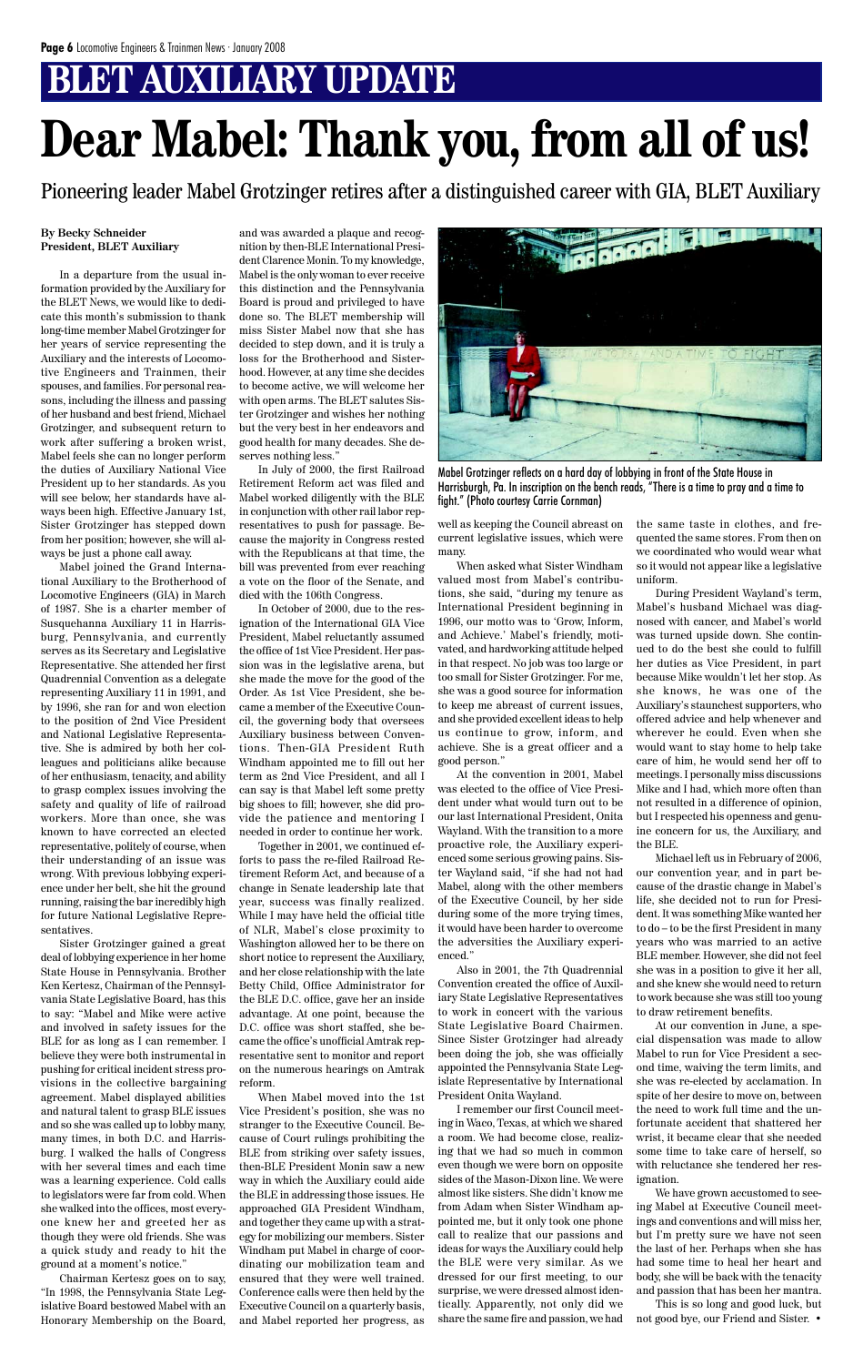# BLET AUXILIARY UPDATE

# Dear Mabel: Thank you, from all of us!

## Pioneering leader Mabel Grotzinger retires after a distinguished career with GIA, BLET Auxiliary

**By Becky Schneider**
**President, BLET Auxiliary**

In a departure from the usual information provided by the Auxiliary for the BLET News, we would like to dedicate this month's submission to thank long-time member Mabel Grotzinger for her years of service representing the Auxiliary and the interests of Locomotive Engineers and Trainmen, their spouses, and families. For personal reasons, including the illness and passing of her husband and best friend, Michael Grotzinger, and subsequent return to work after suffering a broken wrist, Mabel feels she can no longer perform the duties of Auxiliary National Vice President up to her standards. As you will see below, her standards have always been high. Effective January 1st, Sister Grotzinger has stepped down from her position; however, she will always be just a phone call away.

Mabel joined the Grand International Auxiliary to the Brotherhood of Locomotive Engineers (GIA) in March of 1987. She is a charter member of Susquehanna Auxiliary 11 in Harrisburg, Pennsylvania, and currently serves as its Secretary and Legislative Representative. She attended her first Quadrennial Convention as a delegate representing Auxiliary 11 in 1991, and by 1996, she ran for and won election to the position of 2nd Vice President and National Legislative Representative. She is admired by both her colleagues and politicians alike because of her enthusiasm, tenacity, and ability to grasp complex issues involving the safety and quality of life of railroad workers. More than once, she was known to have corrected an elected representative, politely of course, when their understanding of an issue was wrong. With previous lobbying experience under her belt, she hit the ground running, raising the bar incredibly high for future National Legislative Representatives.

Sister Grotzinger gained a great deal of lobbying experience in her home State House in Pennsylvania. Brother Ken Kertesz, Chairman of the Pennsylvania State Legislative Board, has this to say: "Mabel and Mike were active and involved in safety issues for the BLE for as long as I can remember. I believe they were both instrumental in pushing for critical incident stress provisions in the collective bargaining agreement. Mabel displayed abilities and natural talent to grasp BLE issues and so she was called up to lobby many, many times, in both D.C. and Harrisburg. I walked the halls of Congress with her several times and each time was a learning experience. Cold calls to legislators were far from cold. When she walked into the offices, most everyone knew her and greeted her as though they were old friends. She was a quick study and ready to hit the ground at a moment's notice."

Chairman Kertesz goes on to say, "In 1998, the Pennsylvania State Legislative Board bestowed Mabel with an Honorary Membership on the Board, and was awarded a plaque and recognition by then-BLE International President Clarence Monin. To my knowledge, Mabel is the only woman to ever receive this distinction and the Pennsylvania Board is proud and privileged to have done so. The BLET membership will miss Sister Mabel now that she has decided to step down, and it is truly a loss for the Brotherhood and Sisterhood. However, at any time she decides to become active, we will welcome her with open arms. The BLET salutes Sister Grotzinger and wishes her nothing but the very best in her endeavors and good health for many decades. She deserves nothing less."

In July of 2000, the first Railroad Retirement Reform act was filed and Mabel worked diligently with the BLE in conjunction with other rail labor representatives to push for passage. Because the majority in Congress rested with the Republicans at that time, the bill was prevented from ever reaching a vote on the floor of the Senate, and died with the 106th Congress.

In October of 2000, due to the resignation of the International GIA Vice President, Mabel reluctantly assumed the office of 1st Vice President. Her passion was in the legislative arena, but she made the move for the good of the Order. As 1st Vice President, she became a member of the Executive Council, the governing body that oversees Auxiliary business between Conventions. Then-GIA President Ruth Windham appointed me to fill out her term as 2nd Vice President, and all I can say is that Mabel left some pretty big shoes to fill; however, she did provide the patience and mentoring I needed in order to continue her work.

Together in 2001, we continued efforts to pass the re-filed Railroad Retirement Reform Act, and because of a change in Senate leadership late that year, success was finally realized. While I may have held the official title of NLR, Mabel's close proximity to Washington allowed her to be there on short notice to represent the Auxiliary, and her close relationship with the late Betty Child, Office Administrator for the BLE D.C. office, gave her an inside advantage. At one point, because the D.C. office was short staffed, she became the office's unofficial Amtrak representative sent to monitor and report on the numerous hearings on Amtrak reform.

When Mabel moved into the 1st Vice President's position, she was no stranger to the Executive Council. Because of Court rulings prohibiting the BLE from striking over safety issues, then-BLE President Monin saw a new way in which the Auxiliary could aide the BLE in addressing those issues. He approached GIA President Windham, and together they came up with a strategy for mobilizing our members. Sister Windham put Mabel in charge of coordinating our mobilization team and ensured that they were well trained. Conference calls were then held by the Executive Council on a quarterly basis, and Mabel reported her progress, as well as keeping the Council abreast on current legislative issues, which were many.

Mabel Grotzinger reflects on a hard day of lobbying in front of the State House in Harrisburg, Pa. In inscription on the bench reads, "There is a time to pray and a time to fight." (Photo courtesy Carrie Cornman)

When asked what Sister Windham valued most from Mabel's contributions, she said, "during my tenure as International President beginning in 1996, our motto was to 'Grow, Inform, and Achieve.' Mabel's friendly, motivated, and hardworking attitude helped in that respect. No job was too large or too small for Sister Grotzinger. For me, she was a good source for information to keep me abreast of current issues, and she provided excellent ideas to help us continue to grow, inform, and achieve. She is a great officer and a good person."

At the convention in 2001, Mabel was elected to the office of Vice President under what would turn out to be our last International President, Onita Wayland. With the transition to a more proactive role, the Auxiliary experienced some serious growing pains. Sister Wayland said, "if she had not had Mabel, along with the other members of the Executive Council, by her side during some of the more trying times, it would have been harder to overcome the adversities the Auxiliary experienced."

Also in 2001, the 7th Quadrennial Convention created the office of Auxiliary State Legislative Representatives to work in concert with the various State Legislative Board Chairmen. Since Sister Grotzinger had already been doing the job, she was officially appointed the Pennsylvania State Legislate Representative by International President Onita Wayland.

I remember our first Council meeting in Waco, Texas, at which we shared a room. We had become close, realizing that we had so much in common even though we were born on opposite sides of the Mason-Dixon line. We were almost like sisters. She didn't know me from Adam when Sister Windham appointed me, but it only took one phone call to realize that our passions and ideas for ways the Auxiliary could help the BLE were very similar. As we dressed for our first meeting, to our surprise, we were dressed almost identically. Apparently, not only did we share the same fire and passion, we had the same taste in clothes, and frequented the same stores. From then on we coordinated who would wear what so it would not appear like a legislative uniform.

During President Wayland's term, Mabel's husband Michael was diagnosed with cancer, and Mabel's world was turned upside down. She continued to do the best she could to fulfill her duties as Vice President, in part because Mike wouldn't let her stop. As she knows, he was one of the Auxiliary's staunchest supporters, who offered advice and help whenever and wherever he could. Even when she would want to stay home to help take care of him, he would send her off to meetings. I personally miss discussions Mike and I had, which more often than not resulted in a difference of opinion, but I respected his openness and genuine concern for us, the Auxiliary, and the BLE.

Michael left us in February of 2006, our convention year, and in part because of the drastic change in Mabel's life, she decided not to run for President. It was something Mike wanted her to do – to be the first President in many years who was married to an active BLE member. However, she did not feel she was in a position to give it her all, and she knew she would need to return to work because she was still too young to draw retirement benefits.

At our convention in June, a special dispensation was made to allow Mabel to run for Vice President a second time, waiving the term limits, and she was re-elected by acclamation. In spite of her desire to move on, between the need to work full time and the unfortunate accident that shattered her wrist, it became clear that she needed some time to take care of herself, so with reluctance she tendered her resignation.

We have grown accustomed to seeing Mabel at Executive Council meetings and conventions and will miss her, but I'm pretty sure we have not seen the last of her. Perhaps when she has had some time to heal her heart and body, she will be back with the tenacity and passion that has been her mantra.

This is so long and good luck, but not good bye, our Friend and Sister. •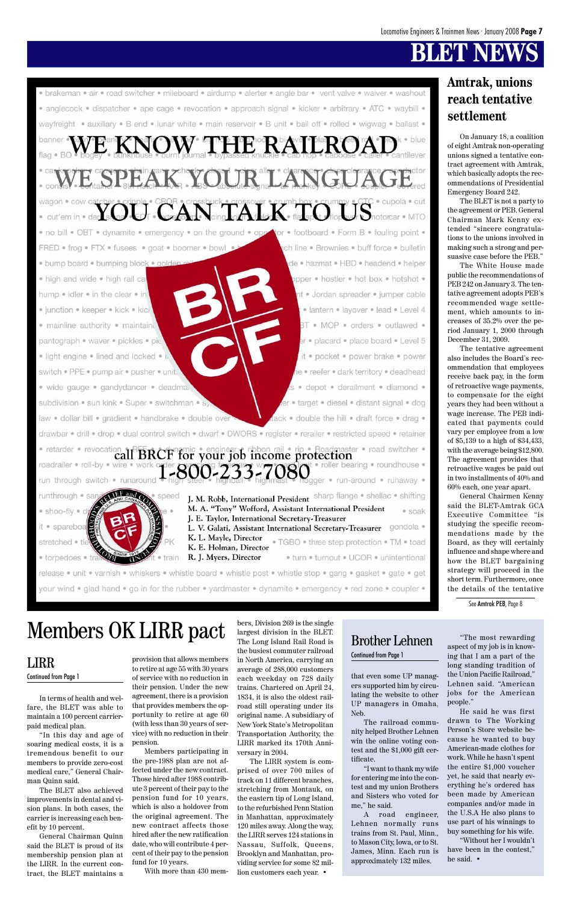# BLET NEWS

## Amtrak, unions reach tentative settlement

On January 18, a coalition of eight Amtrak non-operating unions signed a tentative contract agreement with Amtrak, which basically adopts the recommendations of Presidential Emergency Board 242.

The BLET is not a party to the agreement or PEB. General Chairman Mark Kenny extended "sincere congratulations to the unions involved in making such a strong and persuasive case before the PEB."

The White House made public the recommendations of PEB 242 on January 3. The tentative agreement adopts PEB's recommended wage settlement, which amounts to increases of 35.2% over the period January 1, 2000 through December 31, 2009.

The tentative agreement also includes the Board's recommendation that employees receive back pay, in the form of retroactive wage payments, to compensate for the eight years they had been without a wage increase. The PEB indicated that payments could vary per employee from a low of $5,139 to a high of $34,433, with the average being $12,800. The agreement provides that retroactive wages be paid out in two installments of 40% and 60% each, one year apart.

General Chairmen Kenny said the BLET-Amtrak GCA Executive Committee "is studying the specific recommendations made by the Board, as they will certainly influence and shape where and how the BLET bargaining strategy will proceed in the short term. Furthermore, once the details of the tentative

See **Amtrak PEB**, Page 8

---

WE KNOW THE RAILROAD
WE SPEAK YOUR LANGUAGE
YOU CAN TALK TO US

call BRCF for your job income protection
1-800-233-7080

J. M. Robb, International President
M. A. "Tony" Wofford, Assistant International President
J. E. Taylor, International Secretary-Treasurer
L. V. Galati, Assistant International Secretary-Treasurer
K. L. Mayle, Director
K. E. Holman, Director
R. J. Myers, Director

---

# Members OK LIRR pact

## LIRR

Continued from Page 1

In terms of health and welfare, the BLET was able to maintain a 100 percent carrier-paid medical plan.

"In this day and age of soaring medical costs, it is a tremendous benefit to our members to provide zero-cost medical care," General Chairman Quinn said.

The BLET also achieved improvements in dental and vision plans. In both cases, the carrier is increasing each benefit by 10 percent.

General Chairman Quinn said the BLET is proud of its membership pension plan at the LIRR. In the current contract, the BLET maintains a provision that allows members to retire at age 55 with 30 years of service with no reduction in their pension. Under the new agreement, there is a provision that provides members the opportunity to retire at age 60 (with less than 30 years of service) with no reduction in their pension.

Members participating in the pre-1988 plan are not affected under the new contract. Those hired after 1988 contribute 3 percent of their pay to the pension fund for 10 years, which is also a holdover from the original agreement. The new contract affects those hired after the new ratification date, who will contribute 4 percent of their pay to the pension fund for 10 years.

With more than 430 members, Division 269 is the single largest division in the BLET. The Long Island Rail Road is the busiest commuter railroad in North America, carrying an average of 288,000 customers each weekday on 728 daily trains. Chartered on April 24, 1834, it is also the oldest railroad still operating under its original name. A subsidiary of New York State's Metropolitan Transportation Authority, the LIRR marked its 170th Anniversary in 2004.

The LIRR system is comprised of over 700 miles of track on 11 different branches, stretching from Montauk, on the eastern tip of Long Island, to the refurbished Penn Station in Manhattan, approximately 120 miles away. Along the way, the LIRR serves 124 stations in Nassau, Suffolk, Queens, Brooklyn and Manhattan, providing service for some 82 million customers each year. •

## Brother Lehnen

Continued from Page 1

that even some UP managers supported him by circulating the website to other UP managers in Omaha, Neb.

The railroad community helped Brother Lehnen win the online voting contest and the $1,000 gift certificate.

"I want to thank my wife for entering me into the contest and my union Brothers and Sisters who voted for me," he said.

A road engineer, Lehnen normally runs trains from St. Paul, Minn., to Mason City, Iowa, or to St. James, Minn. Each run is approximately 132 miles.

"The most rewarding aspect of my job is in knowing that I am a part of the long standing tradition of the Union Pacific Railroad," Lehnen said. "American jobs for the American people."

He said he was first drawn to The Working Person's Store website because he wanted to buy American-made clothes for work. While he hasn't spent the entire $1,000 voucher yet, he said that nearly everything he's ordered has been made by American companies and/or made in the U.S.A He also plans to use part of his winnings to buy something for his wife.

"Without her I wouldn't have been in the contest," he said. •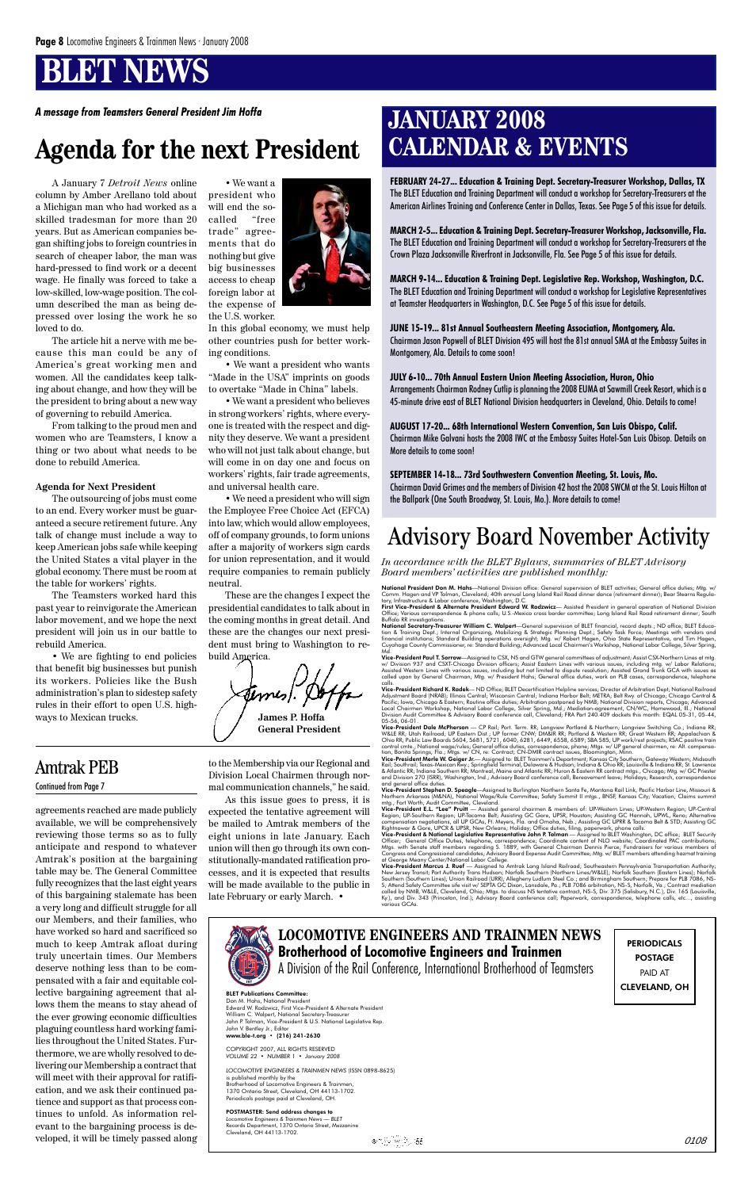# BLET NEWS

*A message from Teamsters General President Jim Hoffa*

# Agenda for the next President

A January 7 *Detroit News* online column by Amber Arellano told about a Michigan man who had worked as a skilled tradesman for more than 20 years. But as American companies began shifting jobs to foreign countries in search of cheaper labor, the man was hard-pressed to find work or a decent wage. He finally was forced to take a low-skilled, low-wage position. The column described the man as being depressed over losing the work he so loved to do.

The article hit a nerve with me because this man could be any of America's great working men and women. All the candidates keep talking about change, and how they will be the president to bring about a new way of governing to rebuild America.

From talking to the proud men and women who are Teamsters, I know a thing or two about what needs to be done to rebuild America.

**Agenda for Next President**

The outsourcing of jobs must come to an end. Every worker must be guaranteed a secure retirement future. Any talk of change must include a way to keep American jobs safe while keeping the United States a vital player in the global economy. There must be room at the table for workers' rights.

The Teamsters worked hard this past year to reinvigorate the American labor movement, and we hope the next president will join us in our battle to rebuild America.

• We are fighting to end policies that benefit big businesses but punish its workers. Policies like the Bush administration's plan to sidestep safety rules in their effort to open U.S. highways to Mexican trucks.

• We want a president who will end the so-called "free trade" agreements that do nothing but give big businesses access to cheap foreign labor at the expense of the U.S. worker. In this global economy, we must help other countries push for better working conditions.

• We want a president who wants "Made in the USA" imprints on goods to overtake "Made in China" labels.

• We want a president who believes in strong workers' rights, where everyone is treated with the respect and dignity they deserve. We want a president who will not just talk about change, but will come in on day one and focus on workers' rights, fair trade agreements, and universal health care.

• We need a president who will sign the Employee Free Choice Act (EFCA) into law, which would allow employees, off of company grounds, to form unions after a majority of workers sign cards for union representation, and it would require companies to remain publicly neutral.

These are the changes I expect the presidential candidates to talk about in the coming months in great detail. And these are the changes our next president must bring to Washington to rebuild America.

**James P. Hoffa**
**General President**

## Amtrak PEB

Continued from Page 7

agreements reached are made publicly available, we will be comprehensively reviewing those terms so as to fully anticipate and respond to whatever Amtrak's position at the bargaining table may be. The General Committee fully recognizes that the last eight years of this bargaining stalemate has been a very long and difficult struggle for all our Members, and their families, who have worked so hard and sacrificed so much to keep Amtrak afloat during truly uncertain times. Our Members deserve nothing less than to be compensated with a fair and equitable collective bargaining agreement that allows them the means to stay ahead of the ever growing economic difficulties plaguing countless hard working families throughout the United States. Furthermore, we are wholly resolved to delivering our Membership a contract that will meet with their approval for ratification, and we ask their continued patience and support as that process continues to unfold. As information relevant to the bargaining process is developed, it will be timely passed along to the Membership via our Regional and Division Local Chairmen through normal communication channels," he said.

As this issue goes to press, it is expected the tentative agreement will be mailed to Amtrak members of the eight unions in late January. Each union will then go through its own constitutionally-mandated ratification processes, and it is expected that results will be made available to the public in late February or early March. •

# JANUARY 2008 CALENDAR & EVENTS

**FEBRUARY 24-27... Education & Training Dept. Secretary-Treasurer Workshop, Dallas, TX**
The BLET Education and Training Department will conduct a workshop for Secretary-Treasurers at the American Airlines Training and Conference Center in Dallas, Texas. See Page 5 of this issue for details.

**MARCH 2-5... Education & Training Dept. Secretary-Treasurer Workshop, Jacksonville, Fla.**
The BLET Education and Training Department will conduct a workshop for Secretary-Treasurers at the Crown Plaza Jacksonville Riverfront in Jacksonville, Fla. See Page 5 of this issue for details.

**MARCH 9-14... Education & Training Dept. Legislative Rep. Workshop, Washington, D.C.**
The BLET Education and Training Department will conduct a workshop for Legislative Representatives at Teamster Headquarters in Washington, D.C. See Page 5 of this issue for details.

**JUNE 15-19... 81st Annual Southeastern Meeting Association, Montgomery, Ala.**
Chairman Jason Popwell of BLET Division 495 will host the 81st annual SMA at the Embassy Suites in Montgomery, Ala. Details to come soon!

**JULY 6-10... 70th Annual Eastern Union Meeting Association, Huron, Ohio**
Arrangements Chairman Rodney Cutlip is planning the 2008 EUMA at Sawmill Creek Resort, which is a 45-minute drive east of BLET National Division headquarters in Cleveland, Ohio. Details to come!

**AUGUST 17-20... 68th International Western Convention, San Luis Obispo, Calif.**
Chairman Mike Galvani hosts the 2008 IWC at the Embassy Suites Hotel-San Luis Obisop. Details on More details to come soon!

**SEPTEMBER 14-18... 73rd Southwestern Convention Meeting, St. Louis, Mo.**
Chairman David Grimes and the members of Division 42 host the 2008 SWCM at the St. Louis Hilton at the Ballpark (One South Broadway, St. Louis, Mo.). More details to come!

# Advisory Board November Activity

*In accordance with the BLET Bylaws, summaries of BLET Advisory Board members' activities are published monthly:*

**National President Don M. Hahs**—National Division office: General supervision of BLET activities; General office duties; Mtg. w/ Comm. Hagen and VP Tolman, Cleveland; 40th annual Long Island Rail Road dinner dance (retirement dinner); Bear Stearns Regulatory, Infrastructure & Labor conference, Washington, D.C.

**First Vice-President & Alternate President Edward W. Rodzwicz**— Assisted President in general operation of National Division Office; Various correspondence & phone calls; U.S.-Mexico cross border committee; Long Island Rail Road retirement dinner; South Buffalo RR investigations.

**National Secretary-Treasurer William C. Walpert**—General supervision of BLET financial, record depts.; ND office; BLET Education & Training Dept.; Internal Organizing, Mobilizing & Strategic Planning Dept.; Safety Task Force; Meetings with vendors and financial institutions; Standard Building operations oversight; Mtg. w/ Robert Hagen, Ohio State Representative, and Tim Hagen, Cuyahoga County Commissioner, re: Standard Building; Advanced Local Chairmen's Workshop, National Labor College, Silver Spring, Md.

**Vice-President Paul T. Sorrow**—Assigned to CSX, NS and GTW general committees of adjustment; Assist CSX-Northern Lines at mtg. w/ Division 397 and CSXT-Chicago Division officers; Assist Eastern Lines with various issues, including mtg. w/ Labor Relations; Assisted Western Lines with various issues, including but not limited to dispute resolution; Assisted Grand Trunk GCA with issues as called upon by General Chairman; Mtg. w/ President Hahs; General office duties, work on PLB cases, correspondence, telephone calls.

**Vice-President Richard K. Radek**— ND Office; BLET Decertification Helpline services; Director of Arbitration Dept; National Railroad Adjustment Board (NRAB); Illinois Central, Wisconsin Central; Indiana Harbor Belt; METRA; Belt Rwy. of Chicago; Chicago Central & Pacific; Iowa, Chicago & Eastern; Routine office duties; Arbitration postponed by NMB; National Division reports, Chicago; Advanced Local Chairmen Workshop, National Labor College, Silver Spring, Md.; Mediation-agreement, CN/WC, Homewood, Ill.; National Division Audit Committee & Advisory Board conference call, Cleveland; FRA Part 240.409 dockets this month: EQAL 05-31, 05-44, 05-56, 06-01.

**Vice-President Dale McPherson** — CP Rail; Port. Term. RR; Longview Portland & Northern; Longview Switching Co.; Indiana RR; W&LE RR; Utah Railroad; UP Eastern Dist.; UP former CNW; DM&IR RR; Portland & Western RR; Great Western RR; Appalachian & Ohio RR; Public Law Boards 5604, 5681, 5721, 6040, 6281, 6449, 6558, 6589; SBA 585; UP work/rest projects; RSAC positive train control cmte.; National wage/rules; General office duties, correspondence, phone; Mtgs. w/ UP general chairmen, re: Alt. compensation, Bonita Springs, Fla.; Mtgs. w/ CN, re: Contract; CN-DMIR contract issues, Bloomington, Minn.

**Vice-President Merle W. Geiger Jr.**— Assigned to: BLET Trainmen's Department; Kansas City Southern; Gateway Western; Midsouth Rail; Southrail; Texas-Mexican Rwy.; Springfield Terminal, Delaware & Hudson; Indiana & Ohio RR; Louisville & Indiana RR; St. Lawrence & Atlantic RR; Indiana Southern RR; Montreal, Maine and Atlantic RR; Huron & Eastern RR contract mtgs., Chicago; Mtg. w/ GC Priester and Division 270 (ISRR), Washington, Ind.; Advisory Board conference call; Bereavement leave; Holidays; Research, correspondence and general office duties.

**Vice-President Stephen D. Speagle**—Assigned to Burlington Northern Santa Fe, Montana Rail Link, Pacific Harbor Line, Missouri & Northern Arkansas (M&NA), National Wage/Rule Committee, Safety Summit II mtgs., BNSF, Kansas City; Vacation; Claims summit mtg., Fort Worth, Audit Committee, Cleveland.

**Vice-President E.L. "Lee" Pruitt** — Assisted general chairmen & members of: UP-Western Lines; UP-Western Region; UP-Central Region; UP-Southern Region; UP-Tacoma Belt; Assisting GC Gore, UPSR, Houston; Assisting GC Hannah, UPWL, Reno; Alternative compensation negotiations, all UP GCAs, Ft. Meyers, Fla. and Omaha, Neb.; Assisting GC UPRR & Tacoma Belt & STD; Assisting GC Rightmeyer & Gore, UPCR & UPSR, New Orleans; Holiday; Office duties, filing, paperwork, phone calls.

**Vice-President & National Legislative Representative John P. Tolman** — Assigned to BLET Washington, DC office; BLET Security Officer; General Office Duties, telephone, correspondence; Coordinate content of NLO website; Coordinated PAC contributions; Mtgs. with Senate staff members regarding S. 1889, with General Chairman Dennis Pierce; Fundraisers for various members of Congress and Congressional candidates; Advisory Board Expense Audit Committee; Mtg. w/ BLET members attending hazmat training at George Meany Center/National Labor College.

**Vice-President Marcus J. Ruef** — Assigned to Amtrak Long Island Railroad, Southeastern Pennsylvania Transportation Authority; New Jersey Transit; Port Authority Trans Hudson; Norfolk Southern (Northern Lines/W&LE); Norfolk Southern (Eastern Lines); Norfolk Southern (Southern Lines); Union Railroad (URR); Allegheny Ludlum Steel Co.; and Birmingham Southern; Prepare for PLB 7086, NS-S, Attend Safety Committee site visit w/ SEPTA GC Dixon, Lansdale, Pa.; PLB 7086 arbitration, NS-S, Norfolk, Va.; Contract mediation called by NMB, W&LE, Cleveland, Ohio; Mtgs. to discuss NS tentative contract, NS-S, Div. 375 (Salisbury, N.C.), Div. 165 (Louisville, Ky.), and Div. 343 (Princeton, Ind.); Advisory Board conference call; Paperwork, correspondence, telephone calls, etc..., assisting various GCAs.

## LOCOMOTIVE ENGINEERS AND TRAINMEN NEWS
**Brotherhood of Locomotive Engineers and Trainmen**
A Division of the Rail Conference, International Brotherhood of Teamsters

**PERIODICALS POSTAGE**
PAID AT
**CLEVELAND, OH**

**BLET Publications Committee:**
Don M. Hahs, National President
Edward W. Rodzwicz, First Vice-President & Alternate President
William C. Walpert, National Secretary-Treasurer
John P. Tolman, Vice-President & U.S. National Legislative Rep.
John V. Bentley Jr., Editor
**www.ble-t.org • (216) 241-2630**

COPYRIGHT 2007, ALL RIGHTS RESERVED
*VOLUME 22 • NUMBER 1 • January 2008*

*LOCOMOTIVE ENGINEERS & TRAINMEN NEWS* (ISSN 0898-8625) is published monthly by the Brotherhood of Locomotive Engineers & Trainmen, 1370 Ontario Street, Cleveland, OH 44113-1702. Periodicals postage paid at Cleveland, OH.

**POSTMASTER: Send address changes to**
*Locomotive Engineers & Trainmen News — BLET*
Records Department, 1370 Ontario Street, Mezzanine
Cleveland, OH 44113-1702.